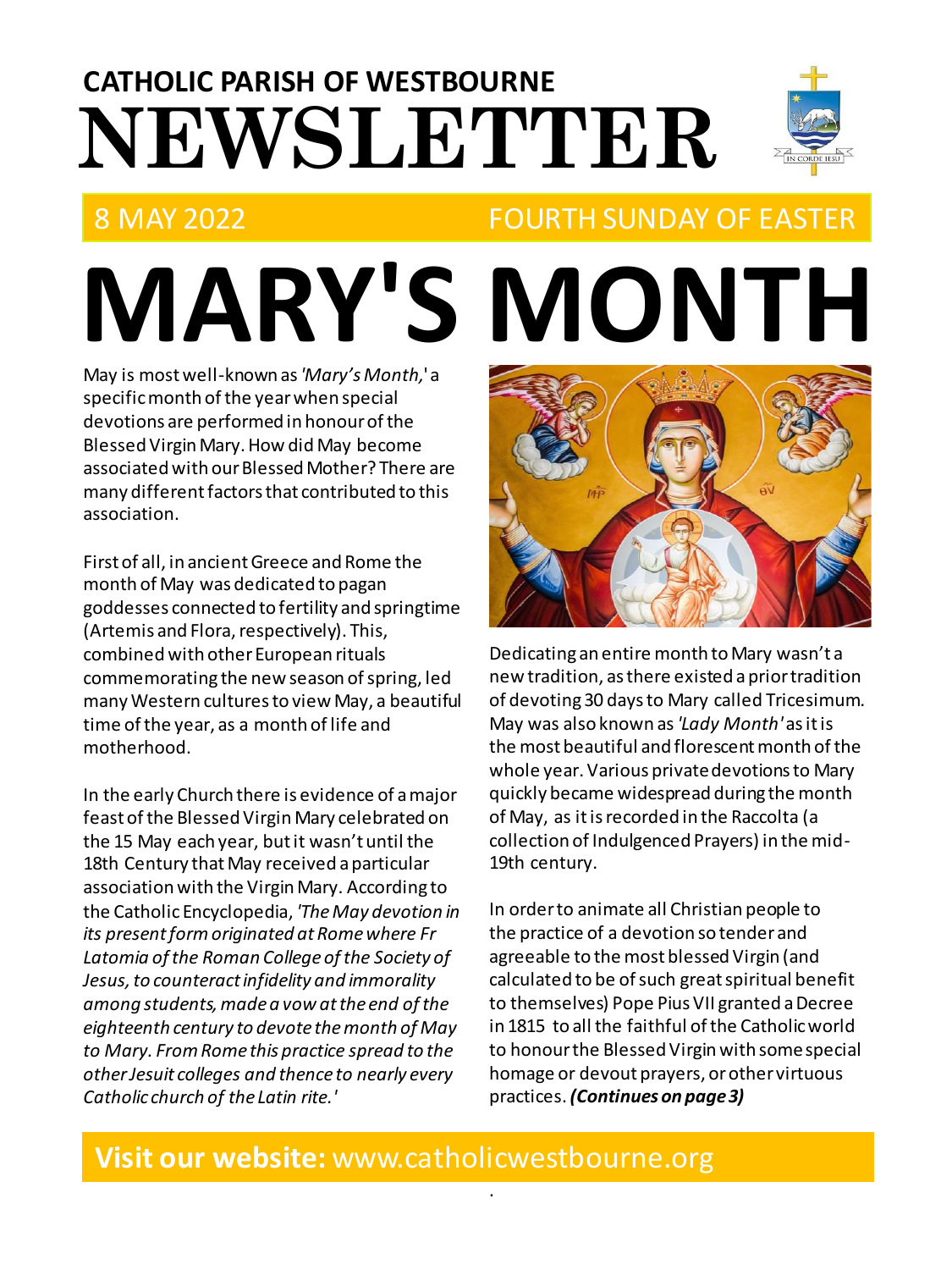# CATHOLIC PARISH OF WESTBOURNE
# NEWSLETTER

8 MAY 2022 — FOURTH SUNDAY OF EASTER

# MARY'S MONTH

May is most well-known as *'Mary's Month,'* a specific month of the year when special devotions are performed in honour of the Blessed Virgin Mary. How did May become associated with our Blessed Mother? There are many different factors that contributed to this association.

First of all, in ancient Greece and Rome the month of May was dedicated to pagan goddesses connected to fertility and springtime (Artemis and Flora, respectively). This, combined with other European rituals commemorating the new season of spring, led many Western cultures to view May, a beautiful time of the year, as a month of life and motherhood.

In the early Church there is evidence of a major feast of the Blessed Virgin Mary celebrated on the 15 May each year, but it wasn't until the 18th Century that May received a particular association with the Virgin Mary. According to the Catholic Encyclopedia, *'The May devotion in its present form originated at Rome where Fr Latomia of the Roman College of the Society of Jesus, to counteract infidelity and immorality among students, made a vow at the end of the eighteenth century to devote the month of May to Mary. From Rome this practice spread to the other Jesuit colleges and thence to nearly every Catholic church of the Latin rite.'*

Dedicating an entire month to Mary wasn't a new tradition, as there existed a prior tradition of devoting 30 days to Mary called Tricesimum. May was also known as *'Lady Month'* as it is the most beautiful and florescent month of the whole year. Various private devotions to Mary quickly became widespread during the month of May, as it is recorded in the Raccolta (a collection of Indulgenced Prayers) in the mid-19th century.

In order to animate all Christian people to the practice of a devotion so tender and agreeable to the most blessed Virgin (and calculated to be of such great spiritual benefit to themselves) Pope Pius VII granted a Decree in 1815 to all the faithful of the Catholic world to honour the Blessed Virgin with some special homage or devout prayers, or other virtuous practices. ***(Continues on page 3)***

**Visit our website:** www.catholicwestbourne.org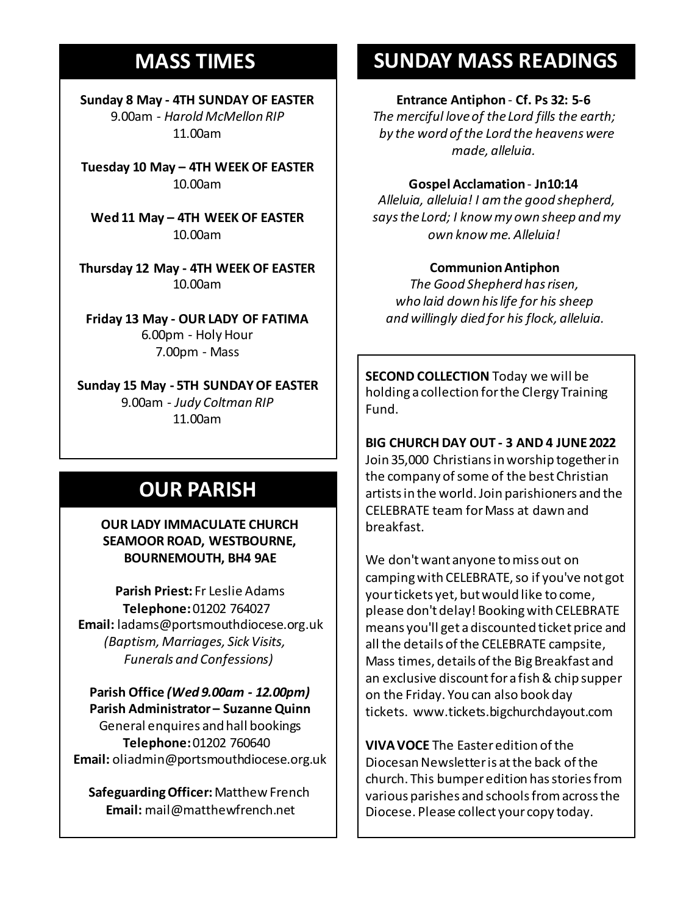## MASS TIMES

**Sunday 8 May - 4TH SUNDAY OF EASTER**
9.00am - *Harold McMellon RIP*
11.00am

**Tuesday 10 May – 4TH WEEK OF EASTER**
10.00am

**Wed 11 May – 4TH WEEK OF EASTER**
10.00am

**Thursday 12 May - 4TH WEEK OF EASTER**
10.00am

**Friday 13 May - OUR LADY OF FATIMA**
6.00pm - Holy Hour
7.00pm - Mass

**Sunday 15 May - 5TH SUNDAY OF EASTER**
9.00am - *Judy Coltman RIP*
11.00am

## OUR PARISH

**OUR LADY IMMACULATE CHURCH SEAMOOR ROAD, WESTBOURNE, BOURNEMOUTH, BH4 9AE**

**Parish Priest:** Fr Leslie Adams
**Telephone:** 01202 764027
**Email:** ladams@portsmouthdiocese.org.uk
*(Baptism, Marriages, Sick Visits, Funerals and Confessions)*

**Parish Office *(Wed 9.00am - 12.00pm)***
**Parish Administrator – Suzanne Quinn**
General enquires and hall bookings
**Telephone:** 01202 760640
**Email:** oliadmin@portsmouthdiocese.org.uk

**Safeguarding Officer:** Matthew French
**Email:** mail@matthewfrench.net

## SUNDAY MASS READINGS

**Entrance Antiphon** - **Cf. Ps 32: 5-6**
*The merciful love of the Lord fills the earth; by the word of the Lord the heavens were made, alleluia.*

**Gospel Acclamation** - **Jn10:14**
*Alleluia, alleluia! I am the good shepherd, says the Lord; I know my own sheep and my own know me. Alleluia!*

**Communion Antiphon**
*The Good Shepherd has risen, who laid down his life for his sheep and willingly died for his flock, alleluia.*

**SECOND COLLECTION** Today we will be holding a collection for the Clergy Training Fund.

**BIG CHURCH DAY OUT - 3 AND 4 JUNE 2022**
Join 35,000 Christians in worship together in the company of some of the best Christian artists in the world. Join parishioners and the CELEBRATE team for Mass at dawn and breakfast.

We don't want anyone to miss out on camping with CELEBRATE, so if you've not got your tickets yet, but would like to come, please don't delay! Booking with CELEBRATE means you'll get a discounted ticket price and all the details of the CELEBRATE campsite, Mass times, details of the Big Breakfast and an exclusive discount for a fish & chip supper on the Friday. You can also book day tickets. www.tickets.bigchurchdayout.com

**VIVA VOCE** The Easter edition of the Diocesan Newsletter is at the back of the church. This bumper edition has stories from various parishes and schools from across the Diocese. Please collect your copy today.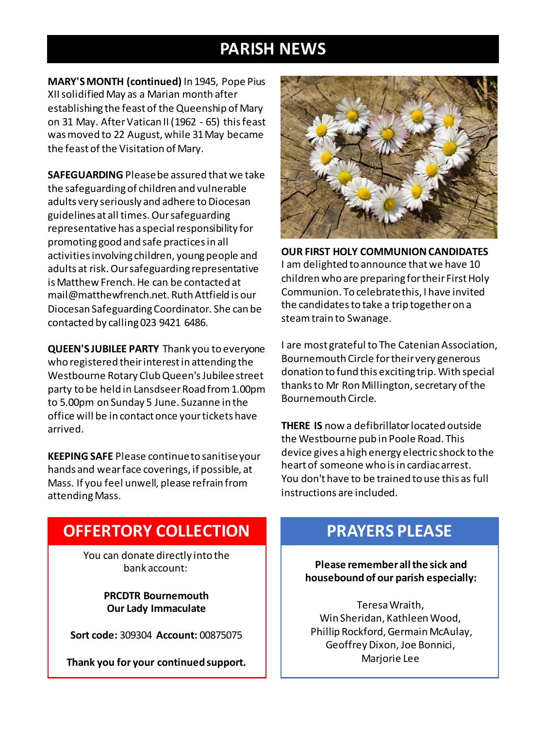# PARISH NEWS

**MARY'S MONTH (continued)** In 1945, Pope Pius XII solidified May as a Marian month after establishing the feast of the Queenship of Mary on 31 May. After Vatican II (1962 - 65) this feast was moved to 22 August, while 31 May became the feast of the Visitation of Mary.

**SAFEGUARDING** Please be assured that we take the safeguarding of children and vulnerable adults very seriously and adhere to Diocesan guidelines at all times. Our safeguarding representative has a special responsibility for promoting good and safe practices in all activities involving children, young people and adults at risk. Our safeguarding representative is Matthew French. He can be contacted at mail@matthewfrench.net. Ruth Attfield is our Diocesan Safeguarding Coordinator. She can be contacted by calling 023 9421 6486.

**QUEEN'S JUBILEE PARTY** Thank you to everyone who registered their interest in attending the Westbourne Rotary Club Queen's Jubilee street party to be held in Lansdseer Road from 1.00pm to 5.00pm on Sunday 5 June. Suzanne in the office will be in contact once your tickets have arrived.

**KEEPING SAFE** Please continue to sanitise your hands and wear face coverings, if possible, at Mass. If you feel unwell, please refrain from attending Mass.

**OUR FIRST HOLY COMMUNION CANDIDATES**
I am delighted to announce that we have 10 children who are preparing for their First Holy Communion. To celebrate this, I have invited the candidates to take a trip together on a steam train to Swanage.

I are most grateful to The Catenian Association, Bournemouth Circle for their very generous donation to fund this exciting trip. With special thanks to Mr Ron Millington, secretary of the Bournemouth Circle.

**THERE IS** now a defibrillator located outside the Westbourne pub in Poole Road. This device gives a high energy electric shock to the heart of someone who is in cardiac arrest. You don't have to be trained to use this as full instructions are included.

## OFFERTORY COLLECTION

You can donate directly into the bank account:

**PRCDTR Bournemouth**
**Our Lady Immaculate**

**Sort code:** 309304 **Account:** 00875075

**Thank you for your continued support.**

## PRAYERS PLEASE

**Please remember all the sick and housebound of our parish especially:**

Teresa Wraith,
Win Sheridan, Kathleen Wood,
Phillip Rockford, Germain McAulay,
Geoffrey Dixon, Joe Bonnici,
Marjorie Lee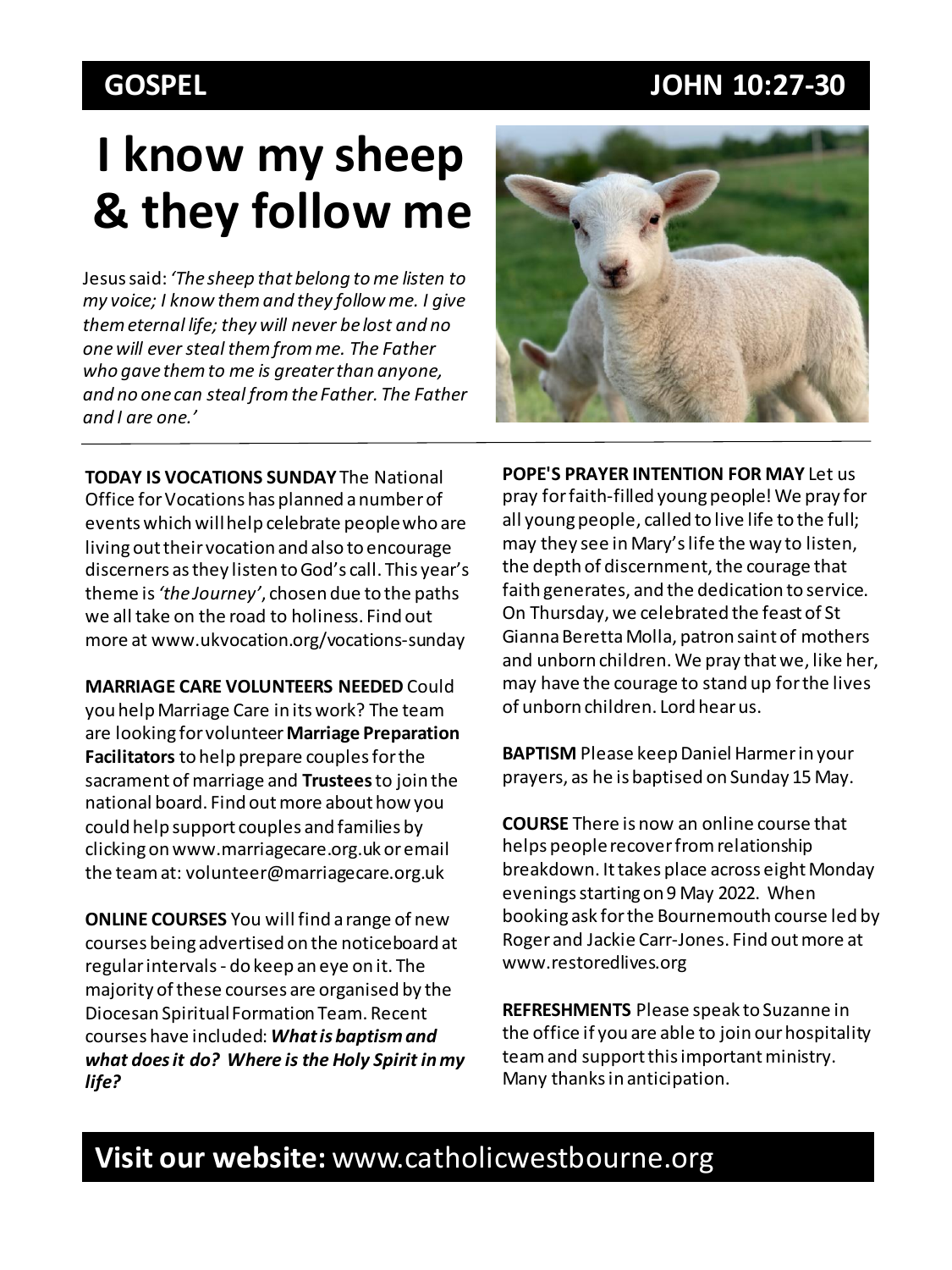**GOSPEL** **JOHN 10:27-30**

# I know my sheep & they follow me

Jesus said: *'The sheep that belong to me listen to my voice; I know them and they follow me. I give them eternal life; they will never be lost and no one will ever steal them from me. The Father who gave them to me is greater than anyone, and no one can steal from the Father. The Father and I are one.'*

---

**TODAY IS VOCATIONS SUNDAY** The National Office for Vocations has planned a number of events which will help celebrate people who are living out their vocation and also to encourage discerners as they listen to God's call. This year's theme is *'the Journey'*, chosen due to the paths we all take on the road to holiness. Find out more at www.ukvocation.org/vocations-sunday

**MARRIAGE CARE VOLUNTEERS NEEDED** Could you help Marriage Care in its work? The team are looking for volunteer **Marriage Preparation Facilitators** to help prepare couples for the sacrament of marriage and **Trustees** to join the national board. Find out more about how you could help support couples and families by clicking on www.marriagecare.org.uk or email the team at: volunteer@marriagecare.org.uk

**ONLINE COURSES** You will find a range of new courses being advertised on the noticeboard at regular intervals - do keep an eye on it. The majority of these courses are organised by the Diocesan Spiritual Formation Team. Recent courses have included: ***What is baptism and what does it do? Where is the Holy Spirit in my life?***

**POPE'S PRAYER INTENTION FOR MAY** Let us pray for faith-filled young people! We pray for all young people, called to live life to the full; may they see in Mary's life the way to listen, the depth of discernment, the courage that faith generates, and the dedication to service. On Thursday, we celebrated the feast of St Gianna Beretta Molla, patron saint of mothers and unborn children. We pray that we, like her, may have the courage to stand up for the lives of unborn children. Lord hear us.

**BAPTISM** Please keep Daniel Harmer in your prayers, as he is baptised on Sunday 15 May.

**COURSE** There is now an online course that helps people recover from relationship breakdown. It takes place across eight Monday evenings starting on 9 May 2022. When booking ask for the Bournemouth course led by Roger and Jackie Carr-Jones. Find out more at www.restoredlives.org

**REFRESHMENTS** Please speak to Suzanne in the office if you are able to join our hospitality team and support this important ministry. Many thanks in anticipation.

**Visit our website:** www.catholicwestbourne.org